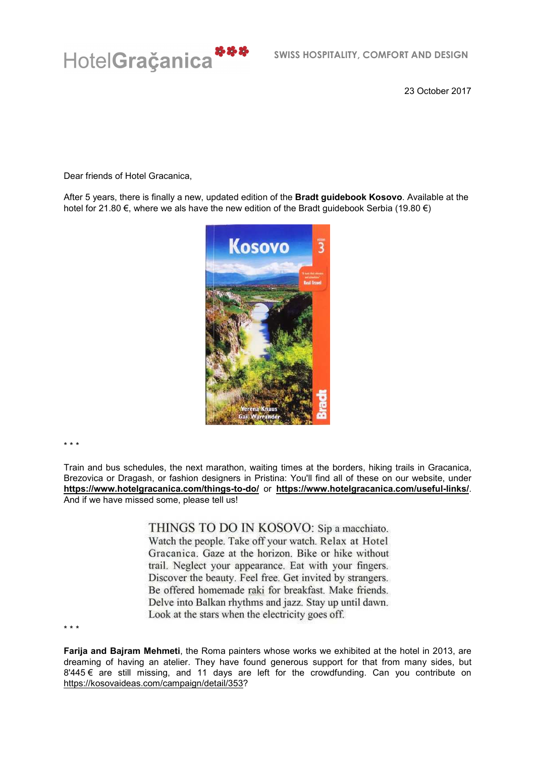HotelGraçanica ❀❀❀ SWISS HOSPITALITY, COMFORT AND DESIGN

23 October 2017

Dear friends of Hotel Gracanica,

After 5 years, there is finally a new, updated edition of the **Bradt guidebook Kosovo**. Available at the hotel for 21.80 €, where we als have the new edition of the Bradt guidebook Serbia (19.80 €)

* * *

Train and bus schedules, the next marathon, waiting times at the borders, hiking trails in Gracanica, Brezovica or Dragash, or fashion designers in Pristina: You'll find all of these on our website, under **https://www.hotelgracanica.com/things-to-do/** or **https://www.hotelgracanica.com/useful-links/**. And if we have missed some, please tell us!

THINGS TO DO IN KOSOVO: Sip a macchiato. Watch the people. Take off your watch. Relax at Hotel Gracanica. Gaze at the horizon. Bike or hike without trail. Neglect your appearance. Eat with your fingers. Discover the beauty. Feel free. Get invited by strangers. Be offered homemade raki for breakfast. Make friends. Delve into Balkan rhythms and jazz. Stay up until dawn. Look at the stars when the electricity goes off.

* * *

**Farija and Bajram Mehmeti**, the Roma painters whose works we exhibited at the hotel in 2013, are dreaming of having an atelier. They have found generous support for that from many sides, but 8'445 € are still missing, and 11 days are left for the crowdfunding. Can you contribute on https://kosovaideas.com/campaign/detail/353?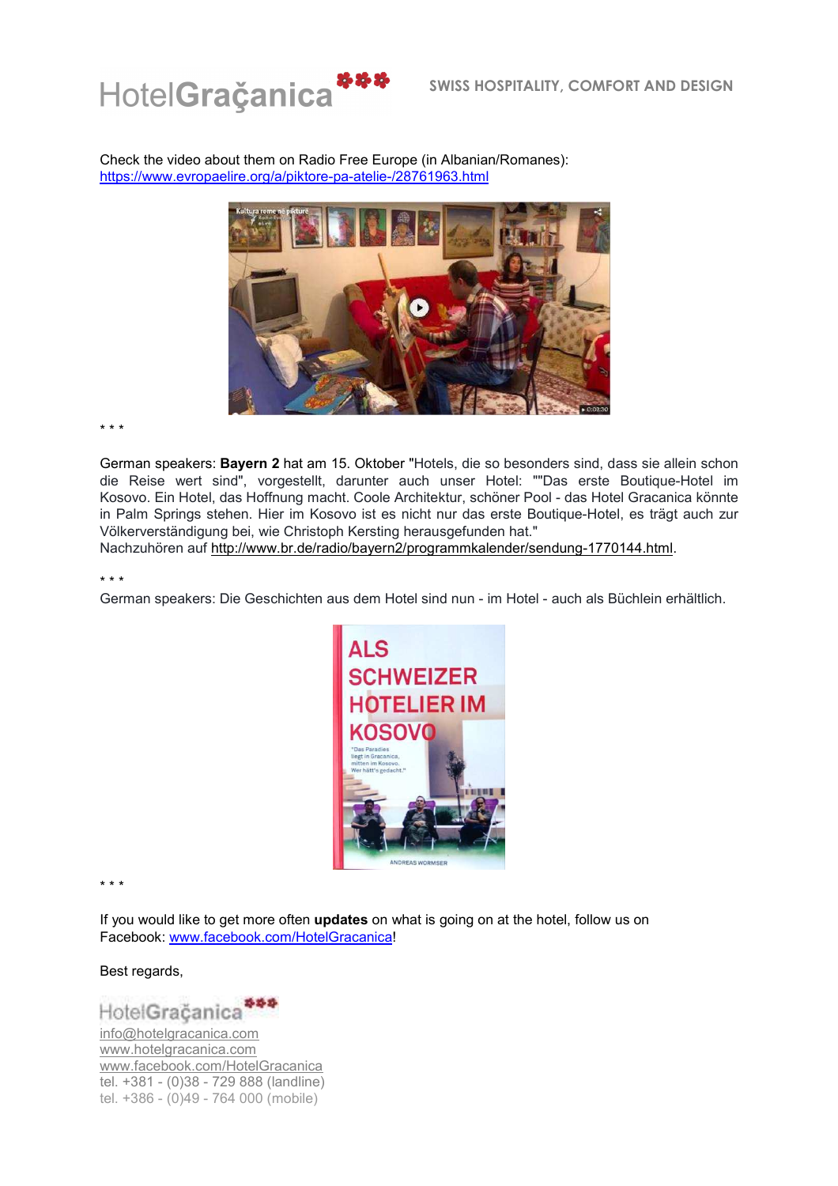Check the video about them on Radio Free Europe (in Albanian/Romanes): https://www.evropaelire.org/a/piktore-pa-atelie-/28761963.html

* * *

German speakers: **Bayern 2** hat am 15. Oktober "Hotels, die so besonders sind, dass sie allein schon die Reise wert sind", vorgestellt, darunter auch unser Hotel: ""Das erste Boutique-Hotel im Kosovo. Ein Hotel, das Hoffnung macht. Coole Architektur, schöner Pool - das Hotel Gracanica könnte in Palm Springs stehen. Hier im Kosovo ist es nicht nur das erste Boutique-Hotel, es trägt auch zur Völkerverständigung bei, wie Christoph Kersting herausgefunden hat."
Nachzuhören auf http://www.br.de/radio/bayern2/programmkalender/sendung-1770144.html.

* * *

German speakers: Die Geschichten aus dem Hotel sind nun - im Hotel - auch als Büchlein erhältlich.

* * *

If you would like to get more often **updates** on what is going on at the hotel, follow us on Facebook: www.facebook.com/HotelGracanica!

Best regards,

HotelGraçanica

info@hotelgracanica.com
www.hotelgracanica.com
www.facebook.com/HotelGracanica
tel. +381 - (0)38 - 729 888 (landline)
tel. +386 - (0)49 - 764 000 (mobile)